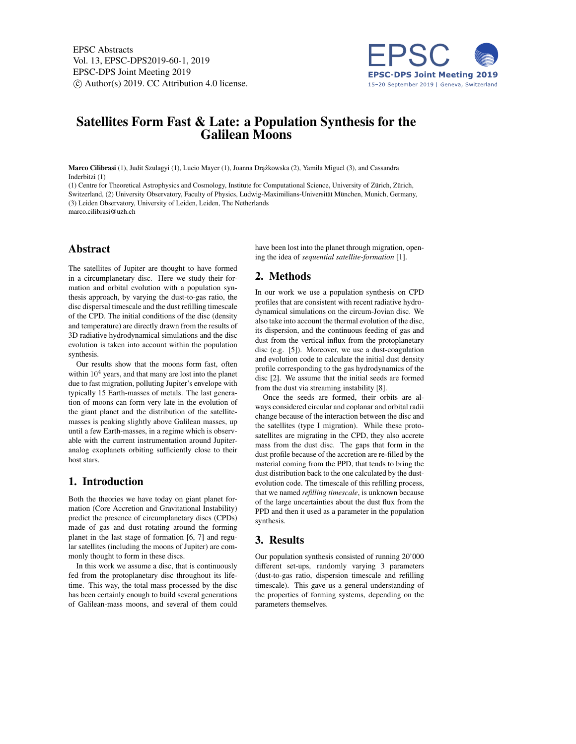# Satellites Form Fast & Late: a Population Synthesis for the Galilean Moons

**Marco Cilibrasi** (1), Judit Szulagyi (1), Lucio Mayer (1), Joanna Drążkowska (2), Yamila Miguel (3), and Cassandra Inderbitzi (1)

(1) Centre for Theoretical Astrophysics and Cosmology, Institute for Computational Science, University of Zürich, Zürich, Switzerland, (2) University Observatory, Faculty of Physics, Ludwig-Maximilians-Universität München, Munich, Germany, (3) Leiden Observatory, University of Leiden, Leiden, The Netherlands

marco.cilibrasi@uzh.ch

## Abstract

The satellites of Jupiter are thought to have formed in a circumplanetary disc. Here we study their formation and orbital evolution with a population synthesis approach, by varying the dust-to-gas ratio, the disc dispersal timescale and the dust refilling timescale of the CPD. The initial conditions of the disc (density and temperature) are directly drawn from the results of 3D radiative hydrodynamical simulations and the disc evolution is taken into account within the population synthesis.

Our results show that the moons form fast, often within $10^4$ years, and that many are lost into the planet due to fast migration, polluting Jupiter's envelope with typically 15 Earth-masses of metals. The last generation of moons can form very late in the evolution of the giant planet and the distribution of the satellite-masses is peaking slightly above Galilean masses, up until a few Earth-masses, in a regime which is observable with the current instrumentation around Jupiter-analog exoplanets orbiting sufficiently close to their host stars.

## 1. Introduction

Both the theories we have today on giant planet formation (Core Accretion and Gravitational Instability) predict the presence of circumplanetary discs (CPDs) made of gas and dust rotating around the forming planet in the last stage of formation [6, 7] and regular satellites (including the moons of Jupiter) are commonly thought to form in these discs.

In this work we assume a disc, that is continuously fed from the protoplanetary disc throughout its lifetime. This way, the total mass processed by the disc has been certainly enough to build several generations of Galilean-mass moons, and several of them could have been lost into the planet through migration, opening the idea of *sequential satellite-formation* [1].

## 2. Methods

In our work we use a population synthesis on CPD profiles that are consistent with recent radiative hydrodynamical simulations on the circum-Jovian disc. We also take into account the thermal evolution of the disc, its dispersion, and the continuous feeding of gas and dust from the vertical influx from the protoplanetary disc (e.g. [5]). Moreover, we use a dust-coagulation and evolution code to calculate the initial dust density profile corresponding to the gas hydrodynamics of the disc [2]. We assume that the initial seeds are formed from the dust via streaming instability [8].

Once the seeds are formed, their orbits are always considered circular and coplanar and orbital radii change because of the interaction between the disc and the satellites (type I migration). While these proto-satellites are migrating in the CPD, they also accrete mass from the dust disc. The gaps that form in the dust profile because of the accretion are re-filled by the material coming from the PPD, that tends to bring the dust distribution back to the one calculated by the dust-evolution code. The timescale of this refilling process, that we named *refilling timescale*, is unknown because of the large uncertainties about the dust flux from the PPD and then it used as a parameter in the population synthesis.

## 3. Results

Our population synthesis consisted of running 20'000 different set-ups, randomly varying 3 parameters (dust-to-gas ratio, dispersion timescale and refilling timescale). This gave us a general understanding of the properties of forming systems, depending on the parameters themselves.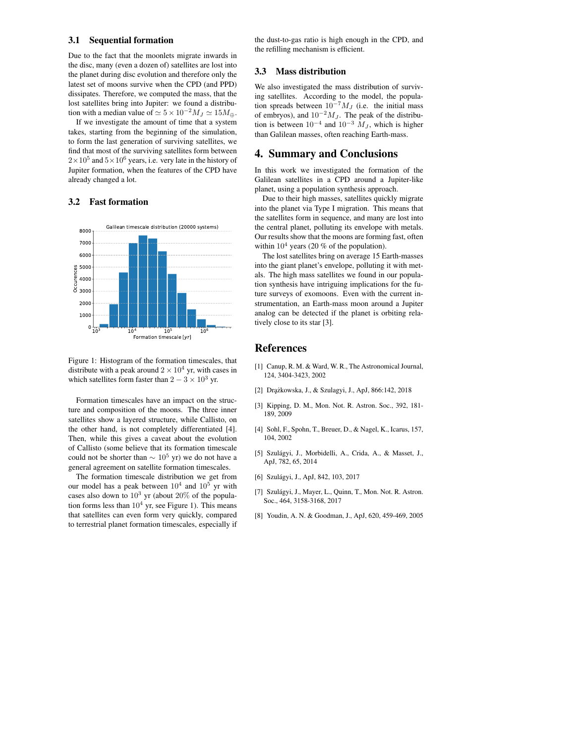### 3.1 Sequential formation

Due to the fact that the moonlets migrate inwards in the disc, many (even a dozen of) satellites are lost into the planet during disc evolution and therefore only the latest set of moons survive when the CPD (and PPD) dissipates. Therefore, we computed the mass, that the lost satellites bring into Jupiter: we found a distribution with a median value of $\simeq 5 \times 10^{-2} M_J \simeq 15 M_{\oplus}$.

If we investigate the amount of time that a system takes, starting from the beginning of the simulation, to form the last generation of surviving satellites, we find that most of the surviving satellites form between $2 \times 10^5$ and $5 \times 10^6$ years, i.e. very late in the history of Jupiter formation, when the features of the CPD have already changed a lot.

### 3.2 Fast formation

Galilean timescale distribution (20000 systems)

8000
7000
6000
5000
4000
3000
2000
1000
0

Occurences

$10^3$
$10^4$
$10^5$
$10^6$

Formation timescale [$yr$]

Figure 1: Histogram of the formation timescales, that distribute with a peak around $2 \times 10^4$ yr, with cases in which satellites form faster than $2 - 3 \times 10^3$ yr.

Formation timescales have an impact on the structure and composition of the moons. The three inner satellites show a layered structure, while Callisto, on the other hand, is not completely differentiated [4]. Then, while this gives a caveat about the evolution of Callisto (some believe that its formation timescale could not be shorter than $\sim 10^5$ yr) we do not have a general agreement on satellite formation timescales.

The formation timescale distribution we get from our model has a peak between $10^4$ and $10^5$ yr with cases also down to $10^3$ yr (about $20\%$ of the population forms less than $10^4$ yr, see Figure 1). This means that satellites can even form very quickly, compared to terrestrial planet formation timescales, especially if the dust-to-gas ratio is high enough in the CPD, and the refilling mechanism is efficient.

### 3.3 Mass distribution

We also investigated the mass distribution of surviving satellites. According to the model, the population spreads between $10^{-7} M_J$ (i.e. the initial mass of embryos), and $10^{-2} M_J$. The peak of the distribution is between $10^{-4}$ and $10^{-3}$ $M_J$, which is higher than Galilean masses, often reaching Earth-mass.

## 4. Summary and Conclusions

In this work we investigated the formation of the Galilean satellites in a CPD around a Jupiter-like planet, using a population synthesis approach.

Due to their high masses, satellites quickly migrate into the planet via Type I migration. This means that the satellites form in sequence, and many are lost into the central planet, polluting its envelope with metals. Our results show that the moons are forming fast, often within $10^4$ years (20 % of the population).

The lost satellites bring on average 15 Earth-masses into the giant planet's envelope, polluting it with metals. The high mass satellites we found in our population synthesis have intriguing implications for the future surveys of exomoons. Even with the current instrumentation, an Earth-mass moon around a Jupiter analog can be detected if the planet is orbiting relatively close to its star [3].

## References

[1] Canup, R. M. & Ward, W. R., The Astronomical Journal, 124, 3404-3423, 2002

[2] Drążkowska, J., & Szulagyi, J., ApJ, 866:142, 2018

[3] Kipping, D. M., Mon. Not. R. Astron. Soc., 392, 181-189, 2009

[4] Sohl, F., Spohn, T., Breuer, D., & Nagel, K., Icarus, 157, 104, 2002

[5] Szulágyi, J., Morbidelli, A., Crida, A., & Masset, J., ApJ, 782, 65, 2014

[6] Szulágyi, J., ApJ, 842, 103, 2017

[7] Szulágyi, J., Mayer, L., Quinn, T., Mon. Not. R. Astron. Soc., 464, 3158-3168, 2017

[8] Youdin, A. N. & Goodman, J., ApJ, 620, 459-469, 2005